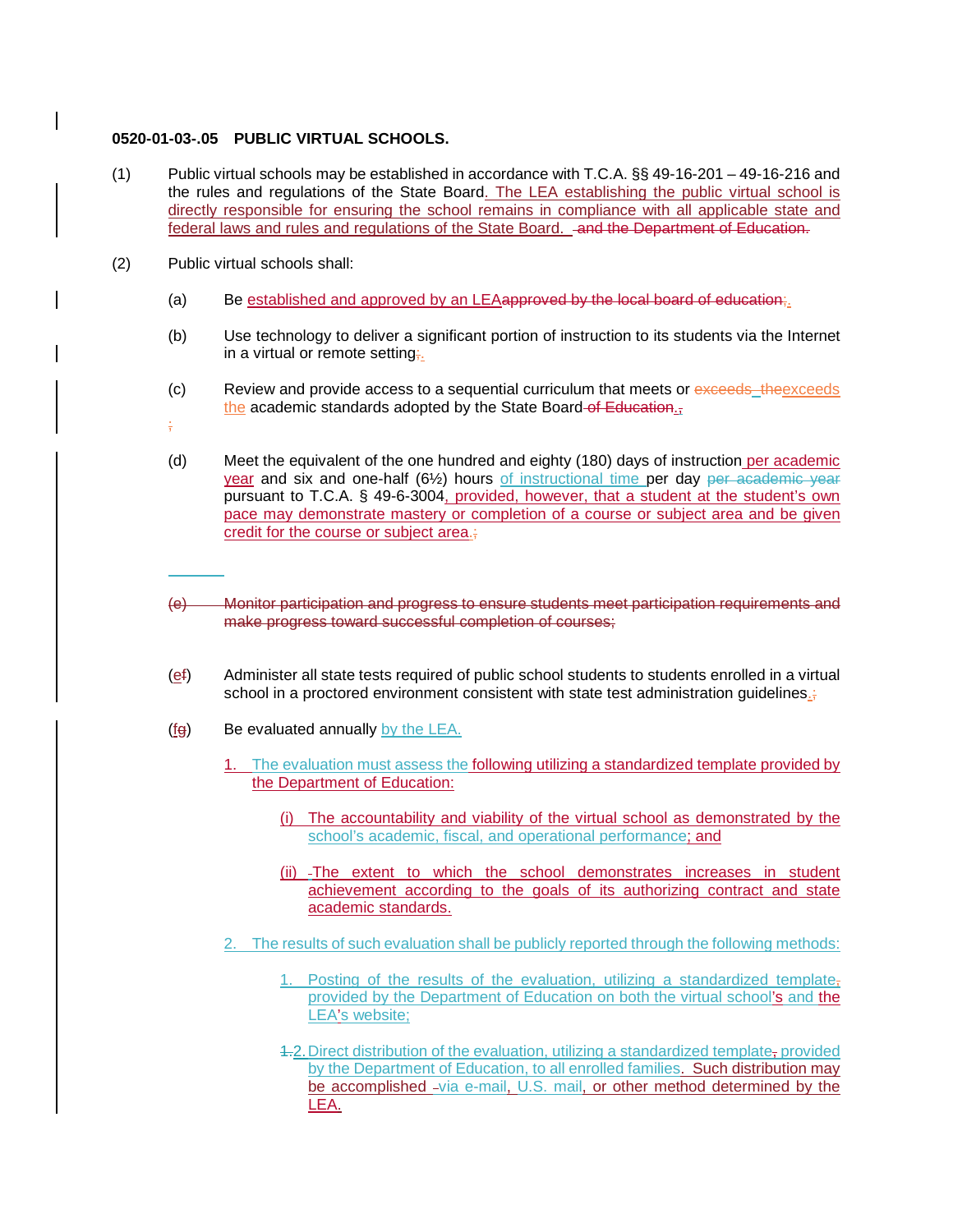**0520-01-03-.05 PUBLIC VIRTUAL SCHOOLS.**

(1) Public virtual schools may be established in accordance with T.C.A. §§ 49-16-201 – 49-16-216 and the rules and regulations of the State Board. The LEA establishing the public virtual school is directly responsible for ensuring the school remains in compliance with all applicable state and federal laws and rules and regulations of the State Board. ~~and the Department of Education.~~

(2) Public virtual schools shall:

(a) Be established and approved by an LEA~~approved by the local board of education;~~.

(b) Use technology to deliver a significant portion of instruction to its students via the Internet in a virtual or remote setting~~;~~.

(c) Review and provide access to a sequential curriculum that meets or ~~exceeds the~~exceeds the academic standards adopted by the State Board ~~of Education.~~.

~~;~~

(d) Meet the equivalent of the one hundred and eighty (180) days of instruction per academic year and six and one-half (6½) hours of instructional time per day ~~per academic year~~ pursuant to T.C.A. § 49-6-3004, provided, however, that a student at the student's own pace may demonstrate mastery or completion of a course or subject area and be given credit for the course or subject area.~~;~~

~~(e) Monitor participation and progress to ensure students meet participation requirements and make progress toward successful completion of courses;~~

(e~~f~~) Administer all state tests required of public school students to students enrolled in a virtual school in a proctored environment consistent with state test administration guidelines.~~;~~

(f~~g~~) Be evaluated annually by the LEA.

1. The evaluation must assess the following utilizing a standardized template provided by the Department of Education:

   (i) The accountability and viability of the virtual school as demonstrated by the school's academic, fiscal, and operational performance; and

   (ii) The extent to which the school demonstrates increases in student achievement according to the goals of its authorizing contract and state academic standards.

2. The results of such evaluation shall be publicly reported through the following methods:

   1. Posting of the results of the evaluation, utilizing a standardized template~~,~~ provided by the Department of Education on both the virtual school's and the LEA's website;

   ~~1.~~2. Direct distribution of the evaluation, utilizing a standardized template~~,~~ provided by the Department of Education, to all enrolled families. Such distribution may be accomplished via e-mail, U.S. mail, or other method determined by the LEA.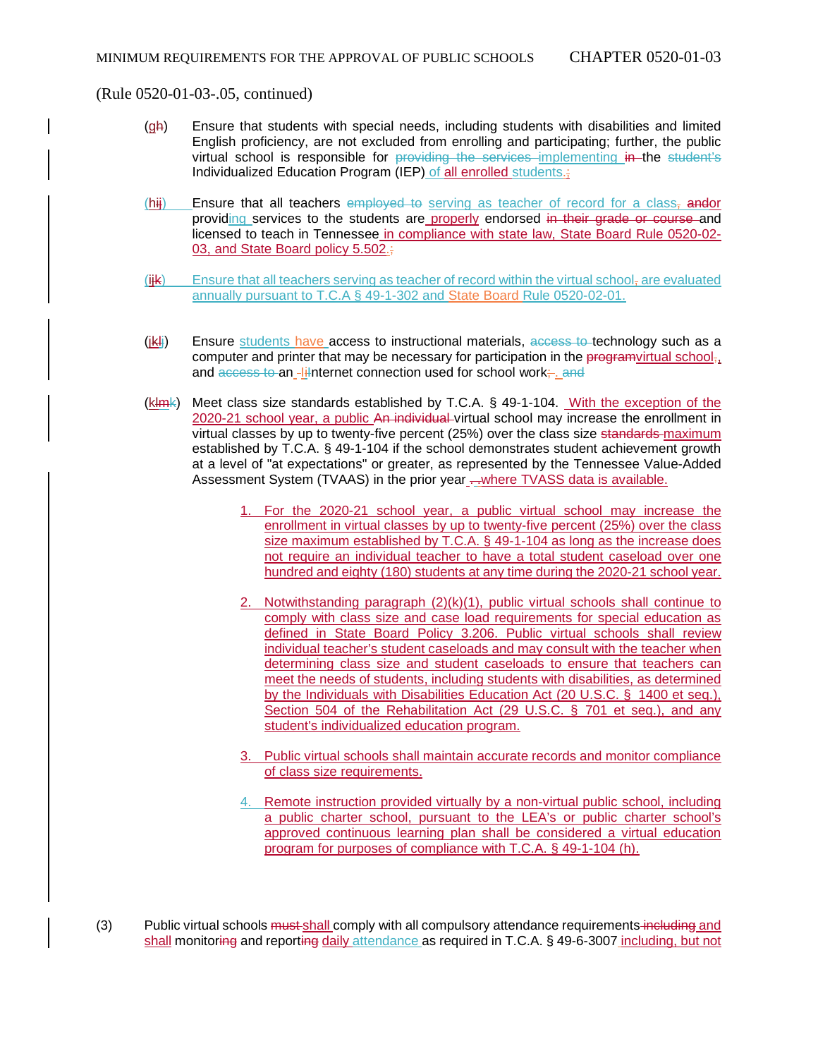(Rule 0520-01-03-.05, continued)

(gh) Ensure that students with special needs, including students with disabilities and limited English proficiency, are not excluded from enrolling and participating; further, the public virtual school is responsible for providing the services implementing in the student's Individualized Education Program (IEP) of all enrolled students.;

(hij) Ensure that all teachers employed to serving as teacher of record for a class, andor providing services to the students are properly endorsed in their grade or course and licensed to teach in Tennessee in compliance with state law, State Board Rule 0520-02-03, and State Board policy 5.502.;

(ijk) Ensure that all teachers serving as teacher of record within the virtual school, are evaluated annually pursuant to T.C.A § 49-1-302 and State Board Rule 0520-02-01.

(jkl) Ensure students have access to instructional materials, access to technology such as a computer and printer that may be necessary for participation in the programvirtual school.,, and access to an -Iinternet connection used for school work;. and

(klmk) Meet class size standards established by T.C.A. § 49-1-104. With the exception of the 2020-21 school year, a public An individual virtual school may increase the enrollment in virtual classes by up to twenty-five percent (25%) over the class size standards maximum established by T.C.A. § 49-1-104 if the school demonstrates student achievement growth at a level of "at expectations" or greater, as represented by the Tennessee Value-Added Assessment System (TVAAS) in the prior year . where TVASS data is available.

1. For the 2020-21 school year, a public virtual school may increase the enrollment in virtual classes by up to twenty-five percent (25%) over the class size maximum established by T.C.A. § 49-1-104 as long as the increase does not require an individual teacher to have a total student caseload over one hundred and eighty (180) students at any time during the 2020-21 school year.

2. Notwithstanding paragraph (2)(k)(1), public virtual schools shall continue to comply with class size and case load requirements for special education as defined in State Board Policy 3.206. Public virtual schools shall review individual teacher's student caseloads and may consult with the teacher when determining class size and student caseloads to ensure that teachers can meet the needs of students, including students with disabilities, as determined by the Individuals with Disabilities Education Act (20 U.S.C. § 1400 et seq.), Section 504 of the Rehabilitation Act (29 U.S.C. § 701 et seq.), and any student's individualized education program.

3. Public virtual schools shall maintain accurate records and monitor compliance of class size requirements.

4. Remote instruction provided virtually by a non-virtual public school, including a public charter school, pursuant to the LEA's or public charter school's approved continuous learning plan shall be considered a virtual education program for purposes of compliance with T.C.A. § 49-1-104 (h).

(3) Public virtual schools must shall comply with all compulsory attendance requirements including and shall monitoring and reporting daily attendance as required in T.C.A. § 49-6-3007 including, but not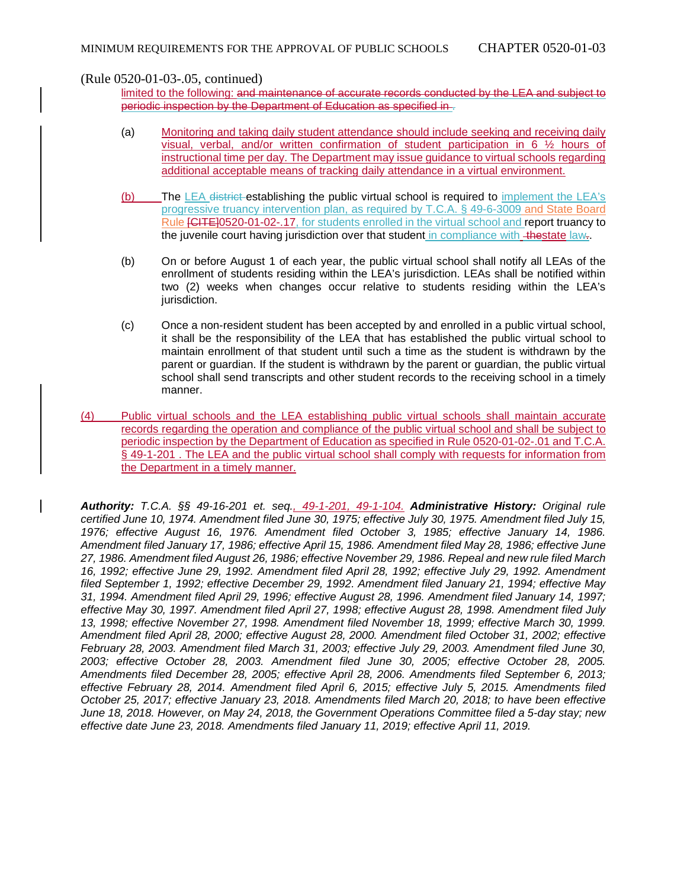(Rule 0520-01-03-.05, continued)

limited to the following: and maintenance of accurate records conducted by the LEA and subject to periodic inspection by the Department of Education as specified in .

(a) Monitoring and taking daily student attendance should include seeking and receiving daily visual, verbal, and/or written confirmation of student participation in 6 ½ hours of instructional time per day. The Department may issue guidance to virtual schools regarding additional acceptable means of tracking daily attendance in a virtual environment.

(b) The LEA district establishing the public virtual school is required to implement the LEA's progressive truancy intervention plan, as required by T.C.A. § 49-6-3009 and State Board Rule [CITE]0520-01-02-.17, for students enrolled in the virtual school and report truancy to the juvenile court having jurisdiction over that student in compliance with thestate law..

(b) On or before August 1 of each year, the public virtual school shall notify all LEAs of the enrollment of students residing within the LEA's jurisdiction. LEAs shall be notified within two (2) weeks when changes occur relative to students residing within the LEA's jurisdiction.

(c) Once a non-resident student has been accepted by and enrolled in a public virtual school, it shall be the responsibility of the LEA that has established the public virtual school to maintain enrollment of that student until such a time as the student is withdrawn by the parent or guardian. If the student is withdrawn by the parent or guardian, the public virtual school shall send transcripts and other student records to the receiving school in a timely manner.

(4) Public virtual schools and the LEA establishing public virtual schools shall maintain accurate records regarding the operation and compliance of the public virtual school and shall be subject to periodic inspection by the Department of Education as specified in Rule 0520-01-02-.01 and T.C.A. § 49-1-201 . The LEA and the public virtual school shall comply with requests for information from the Department in a timely manner.

***Authority:*** *T.C.A. §§ 49-16-201 et. seq., 49-1-201, 49-1-104.* ***Administrative History:*** *Original rule certified June 10, 1974. Amendment filed June 30, 1975; effective July 30, 1975. Amendment filed July 15, 1976; effective August 16, 1976. Amendment filed October 3, 1985; effective January 14, 1986. Amendment filed January 17, 1986; effective April 15, 1986. Amendment filed May 28, 1986; effective June 27, 1986. Amendment filed August 26, 1986; effective November 29, 1986. Repeal and new rule filed March 16, 1992; effective June 29, 1992. Amendment filed April 28, 1992; effective July 29, 1992. Amendment filed September 1, 1992; effective December 29, 1992. Amendment filed January 21, 1994; effective May 31, 1994. Amendment filed April 29, 1996; effective August 28, 1996. Amendment filed January 14, 1997; effective May 30, 1997. Amendment filed April 27, 1998; effective August 28, 1998. Amendment filed July 13, 1998; effective November 27, 1998. Amendment filed November 18, 1999; effective March 30, 1999. Amendment filed April 28, 2000; effective August 28, 2000. Amendment filed October 31, 2002; effective February 28, 2003. Amendment filed March 31, 2003; effective July 29, 2003. Amendment filed June 30, 2003; effective October 28, 2003. Amendment filed June 30, 2005; effective October 28, 2005. Amendments filed December 28, 2005; effective April 28, 2006. Amendments filed September 6, 2013; effective February 28, 2014. Amendment filed April 6, 2015; effective July 5, 2015. Amendments filed October 25, 2017; effective January 23, 2018. Amendments filed March 20, 2018; to have been effective June 18, 2018. However, on May 24, 2018, the Government Operations Committee filed a 5-day stay; new effective date June 23, 2018. Amendments filed January 11, 2019; effective April 11, 2019.*